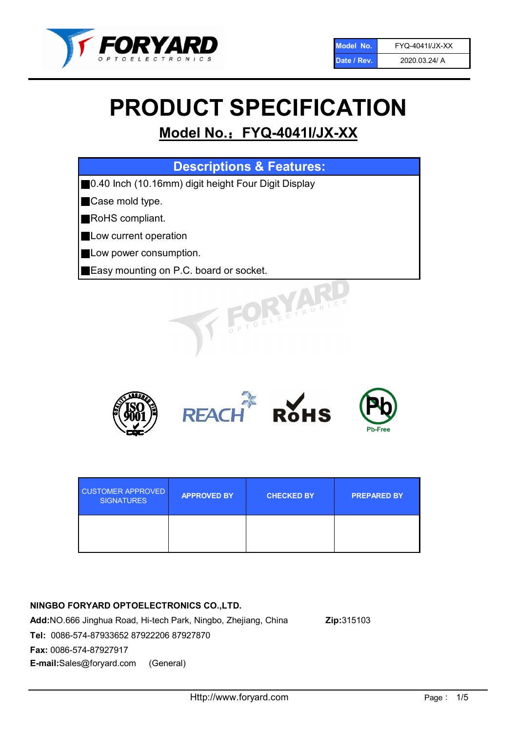| Model No. | FYQ-4041I/JX-XX |
|---|---|
| Date / Rev. | 2020.03.24/ A |

# PRODUCT SPECIFICATION

## Model No.：FYQ-4041I/JX-XX

| Descriptions & Features: |
|---|
| ■0.40 Inch (10.16mm) digit height Four Digit Display |
| ■Case mold type. |
| ■RoHS compliant. |
| ■Low current operation |
| ■Low power consumption. |
| ■Easy mounting on P.C. board or socket. |

| CUSTOMER APPROVED SIGNATURES | APPROVED BY | CHECKED BY | PREPARED BY |
|---|---|---|---|
| | | | |

**NINGBO FORYARD OPTOELECTRONICS CO.,LTD.**

**Add:**NO.666 Jinghua Road, Hi-tech Park, Ningbo, Zhejiang, China **Zip:**315103

**Tel:** 0086-574-87933652 87922206 87927870

**Fax:** 0086-574-87927917

**E-mail:**Sales@foryard.com (General)

Http://www.foryard.com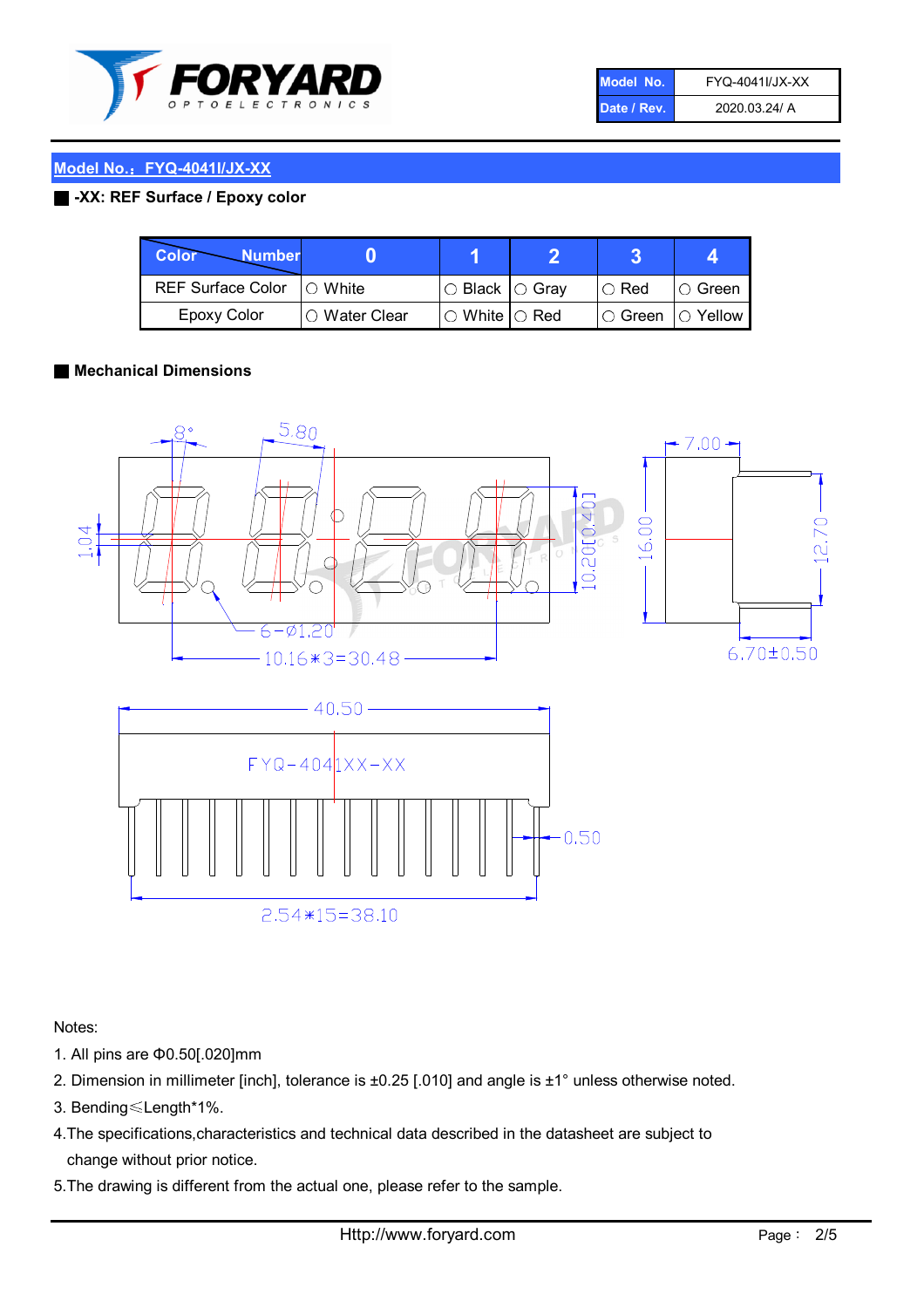| Model No. | FYQ-4041I/JX-XX |
| --- | --- |
| Date / Rev. | 2020.03.24/ A |

## Model No.：FYQ-4041I/JX-XX

**-XX: REF Surface / Epoxy color**

| Color \ Number | 0 | 1 | 2 | 3 | 4 |
| --- | --- | --- | --- | --- | --- |
| REF Surface Color | ○ White | ○ Black | ○ Gray | ○ Red | ○ Green |
| Epoxy Color | ○ Water Clear | ○ White | ○ Red | ○ Green | ○ Yellow |

**Mechanical Dimensions**

8° 5.80 7.00 1.04 10.20[0.40] 16.00 12.70 6-Ø1.20 10.16*3=30.48 6.70±0.50 40.50 FYQ-4041XX-XX 0.50 2.54*15=38.10

Notes:

1. All pins are Φ0.50[.020]mm
2. Dimension in millimeter [inch], tolerance is ±0.25 [.010] and angle is ±1° unless otherwise noted.
3. Bending≤Length*1%.
4. The specifications,characteristics and technical data described in the datasheet are subject to change without prior notice.
5. The drawing is different from the actual one, please refer to the sample.

Http://www.foryard.com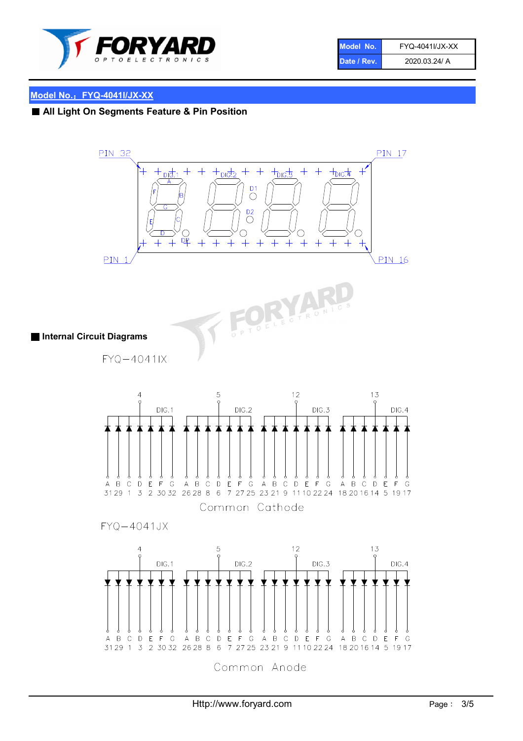| Model No. | FYQ-4041I/JX-XX |
| --- | --- |
| Date / Rev. | 2020.03.24/ A |

## Model No.：FYQ-4041I/JX-XX

### All Light On Segments Feature & Pin Position

PIN 32 PIN 17

DIG.1 DIG.2 DIG.3 DIG.4

A B C D E F G DP D1 D2

PIN 1 PIN 16

### Internal Circuit Diagrams

FYQ−4041IX

| | DIG.1 | | | | | | | DIG.2 | | | | | | | DIG.3 | | | | | | | DIG.4 | | | | | | |
|---|---|---|---|---|---|---|---|---|---|---|---|---|---|---|---|---|---|---|---|---|---|---|---|---|---|---|---|---|
| Common pin | 4 | | | | | | | 5 | | | | | | | 12 | | | | | | | 13 | | | | | | |
| Segment | A | B | C | D | E | F | G | A | B | C | D | E | F | G | A | B | C | D | E | F | G | A | B | C | D | E | F | G |
| Pin | 31 | 29 | 1 | 3 | 2 | 30 | 32 | 26 | 28 | 8 | 6 | 7 | 27 | 25 | 23 | 21 | 9 | 11 | 10 | 22 | 24 | 18 | 20 | 16 | 14 | 5 | 19 | 17 |

Common Cathode

FYQ−4041JX

| | DIG.1 | | | | | | | DIG.2 | | | | | | | DIG.3 | | | | | | | DIG.4 | | | | | | |
|---|---|---|---|---|---|---|---|---|---|---|---|---|---|---|---|---|---|---|---|---|---|---|---|---|---|---|---|---|
| Common pin | 4 | | | | | | | 5 | | | | | | | 12 | | | | | | | 13 | | | | | | |
| Segment | A | B | C | D | E | F | G | A | B | C | D | E | F | G | A | B | C | D | E | F | G | A | B | C | D | E | F | G |
| Pin | 31 | 29 | 1 | 3 | 2 | 30 | 32 | 26 | 28 | 8 | 6 | 7 | 27 | 25 | 23 | 21 | 9 | 11 | 10 | 22 | 24 | 18 | 20 | 16 | 14 | 5 | 19 | 17 |

Common Anode

Http://www.foryard.com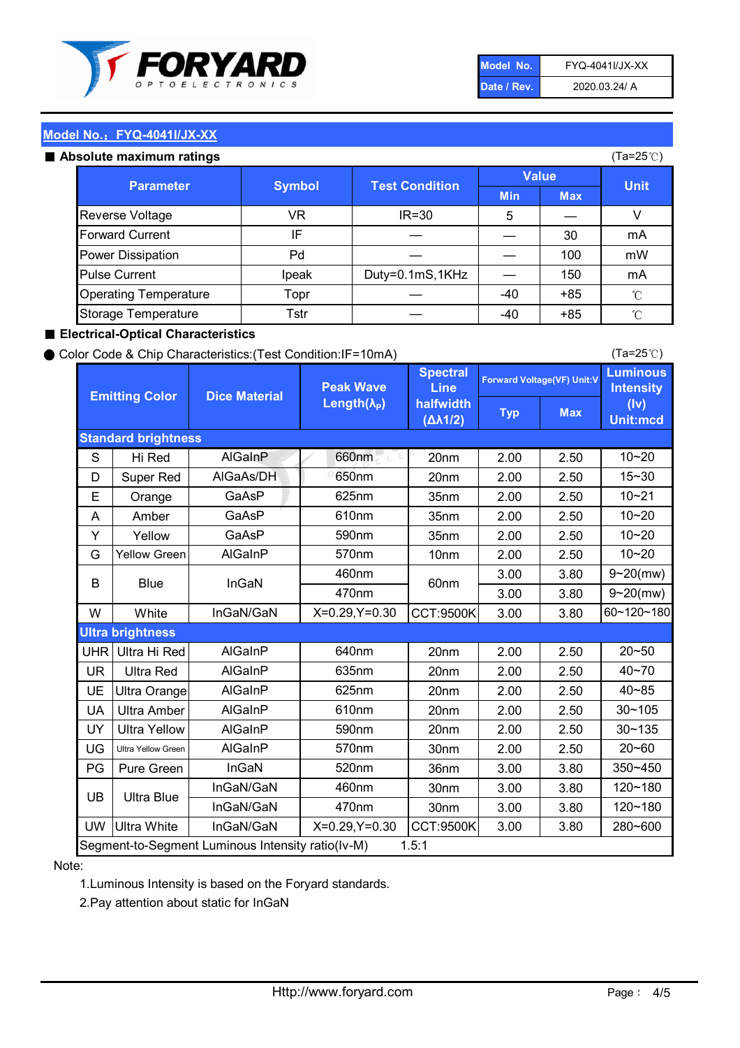| Model No. | FYQ-4041I/JX-XX |
| --- | --- |
| Date / Rev. | 2020.03.24/ A |

## Model No.：FYQ-4041I/JX-XX

### ■ Absolute maximum ratings

(Ta=25℃)

| Parameter | Symbol | Test Condition | Value | | Unit |
| --- | --- | --- | --- | --- | --- |
| | | | Min | Max | |
| Reverse Voltage | VR | IR=30 | 5 | — | V |
| Forward Current | IF | — | — | 30 | mA |
| Power Dissipation | Pd | — | — | 100 | mW |
| Pulse Current | Ipeak | Duty=0.1mS,1KHz | — | 150 | mA |
| Operating Temperature | Topr | — | -40 | +85 | ℃ |
| Storage Temperature | Tstr | — | -40 | +85 | ℃ |

### ■ Electrical-Optical Characteristics

● Color Code & Chip Characteristics:(Test Condition:IF=10mA)

(Ta=25℃)

| Emitting Color | | Dice Material | Peak Wave Length($\lambda_P$) | Spectral Line halfwidth ($\Delta\lambda1/2$) | Forward Voltage(VF) Unit:V | | Luminous Intensity (Iv) Unit:mcd |
| --- | --- | --- | --- | --- | --- | --- | --- |
| | | | | | Typ | Max | |
| **Standard brightness** | | | | | | | |
| S | Hi Red | AlGaInP | 660nm | 20nm | 2.00 | 2.50 | 10~20 |
| D | Super Red | AlGaAs/DH | 650nm | 20nm | 2.00 | 2.50 | 15~30 |
| E | Orange | GaAsP | 625nm | 35nm | 2.00 | 2.50 | 10~21 |
| A | Amber | GaAsP | 610nm | 35nm | 2.00 | 2.50 | 10~20 |
| Y | Yellow | GaAsP | 590nm | 35nm | 2.00 | 2.50 | 10~20 |
| G | Yellow Green | AlGaInP | 570nm | 10nm | 2.00 | 2.50 | 10~20 |
| B | Blue | InGaN | 460nm | 60nm | 3.00 | 3.80 | 9~20(mw) |
| | | | 470nm | | 3.00 | 3.80 | 9~20(mw) |
| W | White | InGaN/GaN | X=0.29,Y=0.30 | CCT:9500K | 3.00 | 3.80 | 60~120~180 |
| **Ultra brightness** | | | | | | | |
| UHR | Ultra Hi Red | AlGaInP | 640nm | 20nm | 2.00 | 2.50 | 20~50 |
| UR | Ultra Red | AlGaInP | 635nm | 20nm | 2.00 | 2.50 | 40~70 |
| UE | Ultra Orange | AlGaInP | 625nm | 20nm | 2.00 | 2.50 | 40~85 |
| UA | Ultra Amber | AlGaInP | 610nm | 20nm | 2.00 | 2.50 | 30~105 |
| UY | Ultra Yellow | AlGaInP | 590nm | 20nm | 2.00 | 2.50 | 30~135 |
| UG | Ultra Yellow Green | AlGaInP | 570nm | 30nm | 2.00 | 2.50 | 20~60 |
| PG | Pure Green | InGaN | 520nm | 36nm | 3.00 | 3.80 | 350~450 |
| UB | Ultra Blue | InGaN/GaN | 460nm | 30nm | 3.00 | 3.80 | 120~180 |
| | | InGaN/GaN | 470nm | 30nm | 3.00 | 3.80 | 120~180 |
| UW | Ultra White | InGaN/GaN | X=0.29,Y=0.30 | CCT:9500K | 3.00 | 3.80 | 280~600 |
| Segment-to-Segment Luminous Intensity ratio(Iv-M) | | | | 1.5:1 | | | |

Note:

1.Luminous Intensity is based on the Foryard standards.

2.Pay attention about static for InGaN

Http://www.foryard.com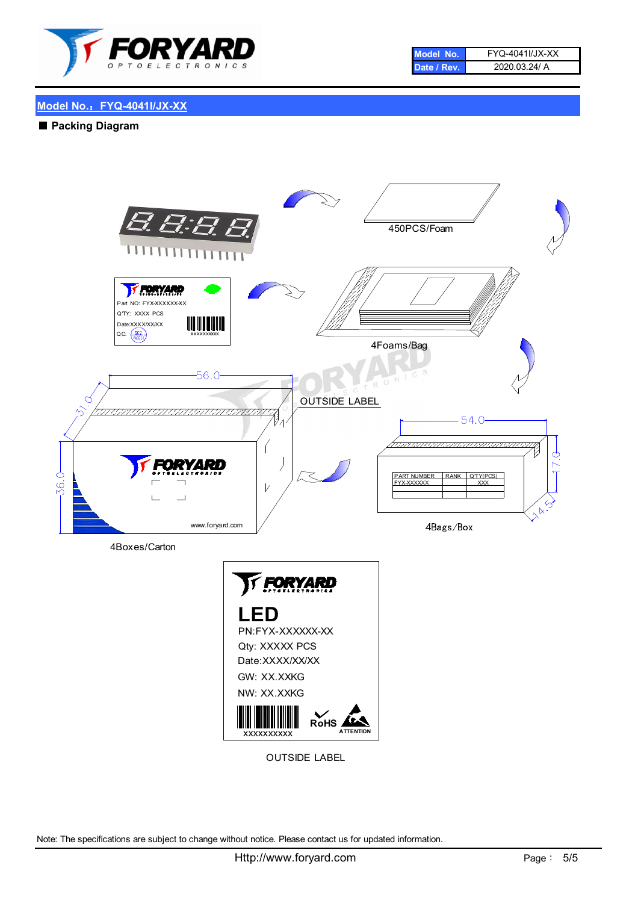| Model No. | FYQ-4041I/JX-XX |
| --- | --- |
| Date / Rev. | 2020.03.24/ A |

## Model No.：FYQ-4041I/JX-XX

■ **Packing Diagram**

450PCS/Foam

Part NO: FYX-XXXXXXX-XX
Q'TY: XXXX PCS
Date:XXXX/XX/XX
QC:

XXXXXXXXXX

4Foams/Bag

56.0

31.0

36.0

OUTSIDE LABEL

www.foryard.com

4Boxes/Carton

54.0

17.0

14.5

| PART NUMBER | RANK | Q'TY(PCS) |
| --- | --- | --- |
| FYX-XXXXXX | | XXX |
| | | |
| | | |

4Bags/Box

LED
PN:FYX-XXXXXX-XX
Qty: XXXXX PCS
Date:XXXX/XX/XX
GW: XX.XXKG
NW: XX.XXKG
XXXXXXXXXX
RoHS
ATTENTION

OUTSIDE LABEL

Note: The specifications are subject to change without notice. Please contact us for updated information.